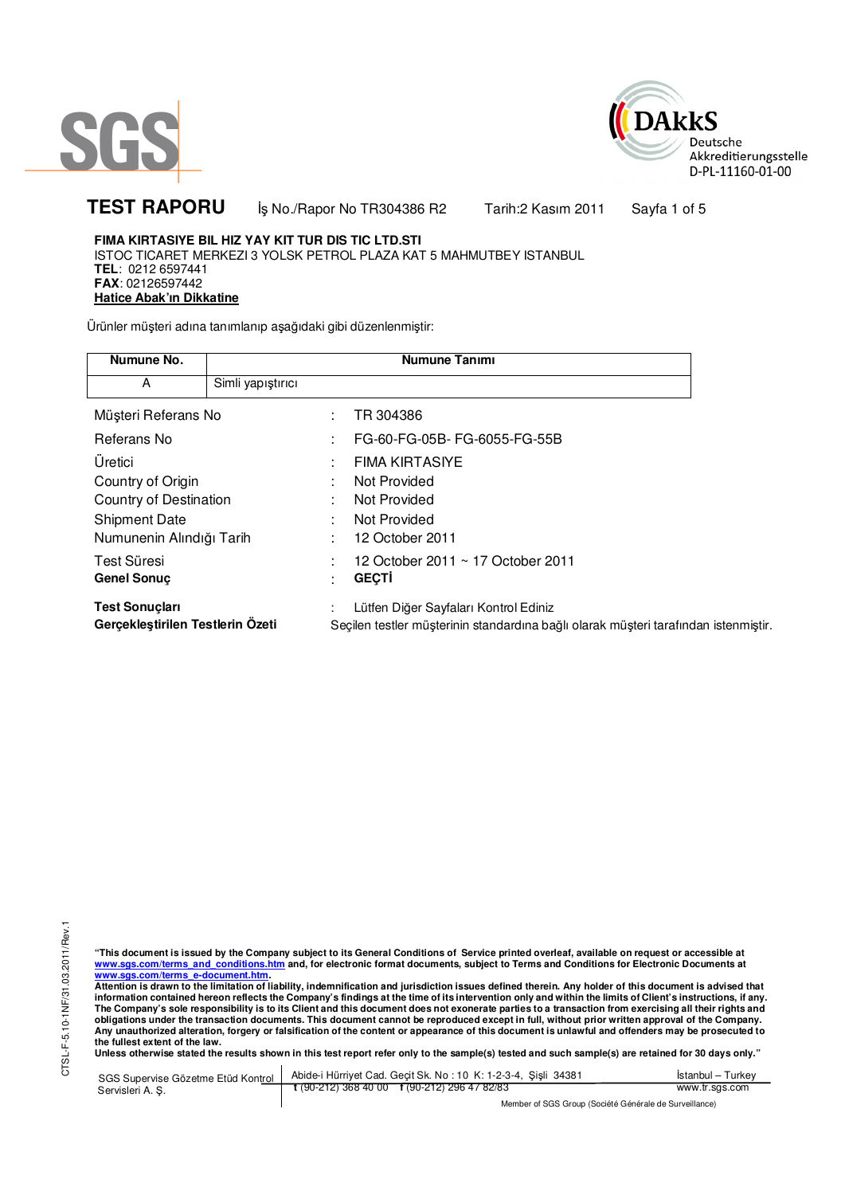SGS

DAkkS
Deutsche
Akkreditierungsstelle
D-PL-11160-01-00

# TEST RAPORU

İş No./Rapor No TR304386 R2 Tarih:2 Kasım 2011 Sayfa 1 of 5

**FIMA KIRTASIYE BIL HIZ YAY KIT TUR DIS TIC LTD.STI**
ISTOC TICARET MERKEZI 3 YOLSK PETROL PLAZA KAT 5 MAHMUTBEY ISTANBUL
**TEL**: 0212 6597441
**FAX**: 02126597442
**Hatice Abak'ın Dikkatine**

Ürünler müşteri adına tanımlanıp aşağıdaki gibi düzenlenmiştir:

| Numune No. | Numune Tanımı |
|---|---|
| A | Simli yapıştırıcı |

| | | |
|---|---|---|
| Müşteri Referans No | : | TR 304386 |
| Referans No | : | FG-60-FG-05B- FG-6055-FG-55B |
| Üretici | : | FIMA KIRTASIYE |
| Country of Origin | : | Not Provided |
| Country of Destination | : | Not Provided |
| Shipment Date | : | Not Provided |
| Numunenin Alındığı Tarih | : | 12 October 2011 |
| Test Süresi | : | 12 October 2011 ~ 17 October 2011 |
| **Genel Sonuç** | : | **GEÇTİ** |
| **Test Sonuçları** | : | Lütfen Diğer Sayfaları Kontrol Ediniz |
| **Gerçekleştirilen Testlerin Özeti** | | Seçilen testler müşterinin standardına bağlı olarak müşteri tarafından istenmiştir. |

CTSL-F-5.10-1NF/31.03.2011/Rev.1

**"This document is issued by the Company subject to its General Conditions of Service printed overleaf, available on request or accessible at www.sgs.com/terms_and_conditions.htm and, for electronic format documents, subject to Terms and Conditions for Electronic Documents at www.sgs.com/terms_e-document.htm.**
**Attention is drawn to the limitation of liability, indemnification and jurisdiction issues defined therein. Any holder of this document is advised that information contained hereon reflects the Company's findings at the time of its intervention only and within the limits of Client's instructions, if any. The Company's sole responsibility is to its Client and this document does not exonerate parties to a transaction from exercising all their rights and obligations under the transaction documents. This document cannot be reproduced except in full, without prior written approval of the Company. Any unauthorized alteration, forgery or falsification of the content or appearance of this document is unlawful and offenders may be prosecuted to the fullest extent of the law.**
**Unless otherwise stated the results shown in this test report refer only to the sample(s) tested and such sample(s) are retained for 30 days only."**

SGS Supervise Gözetme Etüd Kontrol Servisleri A. Ş. | Abide-i Hürriyet Cad. Geçit Sk. No : 10 K: 1-2-3-4, Şişli 34381 | İstanbul – Turkey
t (90-212) 368 40 00 f (90-212) 296 47 82/83 | www.tr.sgs.com

Member of SGS Group (Société Générale de Surveillance)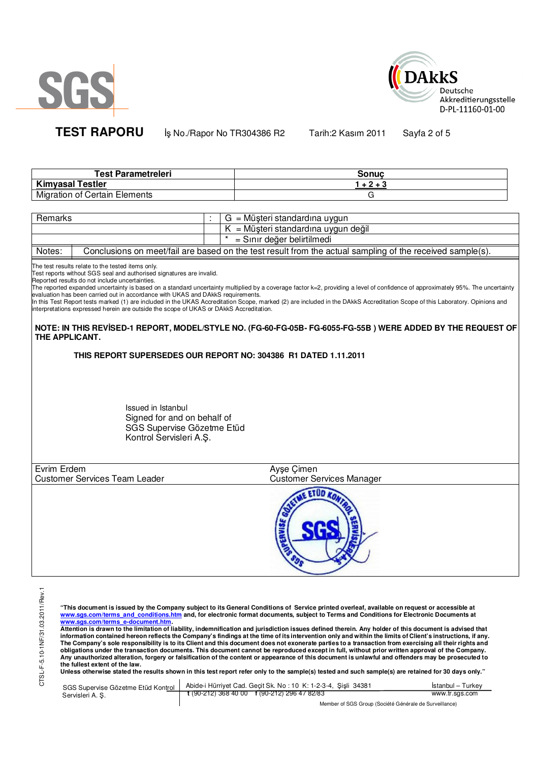**TEST RAPORU** İş No./Rapor No TR304386 R2 Tarih:2 Kasım 2011

| Test Parametreleri | Sonuç |
|---|---|
| **Kimyasal Testler** | **1 + 2 + 3** |
| Migration of Certain Elements | G |

| Remarks | : | G = Müşteri standardına uygun |
|---|---|---|
| | | K = Müşteri standardına uygun değil |
| | | * = Sınır değer belirtilmedi |
| Notes: | | Conclusions on meet/fail are based on the test result from the actual sampling of the received sample(s). |

The test results relate to the tested items only.
Test reports without SGS seal and authorised signatures are invalid.
Reported results do not include uncertainties.
The reported expanded uncertainty is based on a standard uncertainty multiplied by a coverage factor k=2, providing a level of confidence of approximately 95%. The uncertainty evaluation has been carried out in accordance with UKAS and DAkkS requirements.
In this Test Report tests marked (1) are included in the UKAS Accreditation Scope, marked (2) are included in the DAkkS Accreditation Scope of this Laboratory. Opinions and interpretations expressed herein are outside the scope of UKAS or DAkkS Accreditation.

**NOTE: IN THIS REVİSED-1 REPORT, MODEL/STYLE NO. (FG-60-FG-05B- FG-6055-FG-55B ) WERE ADDED BY THE REQUEST OF THE APPLICANT.**

**THIS REPORT SUPERSEDES OUR REPORT NO: 304386 R1 DATED 1.11.2011**

Issued in Istanbul
Signed for and on behalf of
SGS Supervise Gözetme Etüd
Kontrol Servisleri A.Ş.

| Evrim Erdem<br>Customer Services Team Leader | Ayşe Çimen<br>Customer Services Manager |
|---|---|

**"This document is issued by the Company subject to its General Conditions of Service printed overleaf, available on request or accessible at www.sgs.com/terms_and_conditions.htm and, for electronic format documents, subject to Terms and Conditions for Electronic Documents at www.sgs.com/terms_e-document.htm.**
**Attention is drawn to the limitation of liability, indemnification and jurisdiction issues defined therein. Any holder of this document is advised that information contained hereon reflects the Company's findings at the time of its intervention only and within the limits of Client's instructions, if any. The Company's sole responsibility is to its Client and this document does not exonerate parties to a transaction from exercising all their rights and obligations under the transaction documents. This document cannot be reproduced except in full, without prior written approval of the Company. Any unauthorized alteration, forgery or falsification of the content or appearance of this document is unlawful and offenders may be prosecuted to the fullest extent of the law.**
**Unless otherwise stated the results shown in this test report refer only to the sample(s) tested and such sample(s) are retained for 30 days only."**

SGS Supervise Gözetme Etüd Kontrol Servisleri A. Ş. | Abide-i Hürriyet Cad. Geçit Sk. No : 10 K: 1-2-3-4, Şişli 34381 | İstanbul – Turkey
t (90-212) 368 40 00 f (90-212) 296 47 82/83 | www.tr.sgs.com
Member of SGS Group (Société Générale de Surveillance)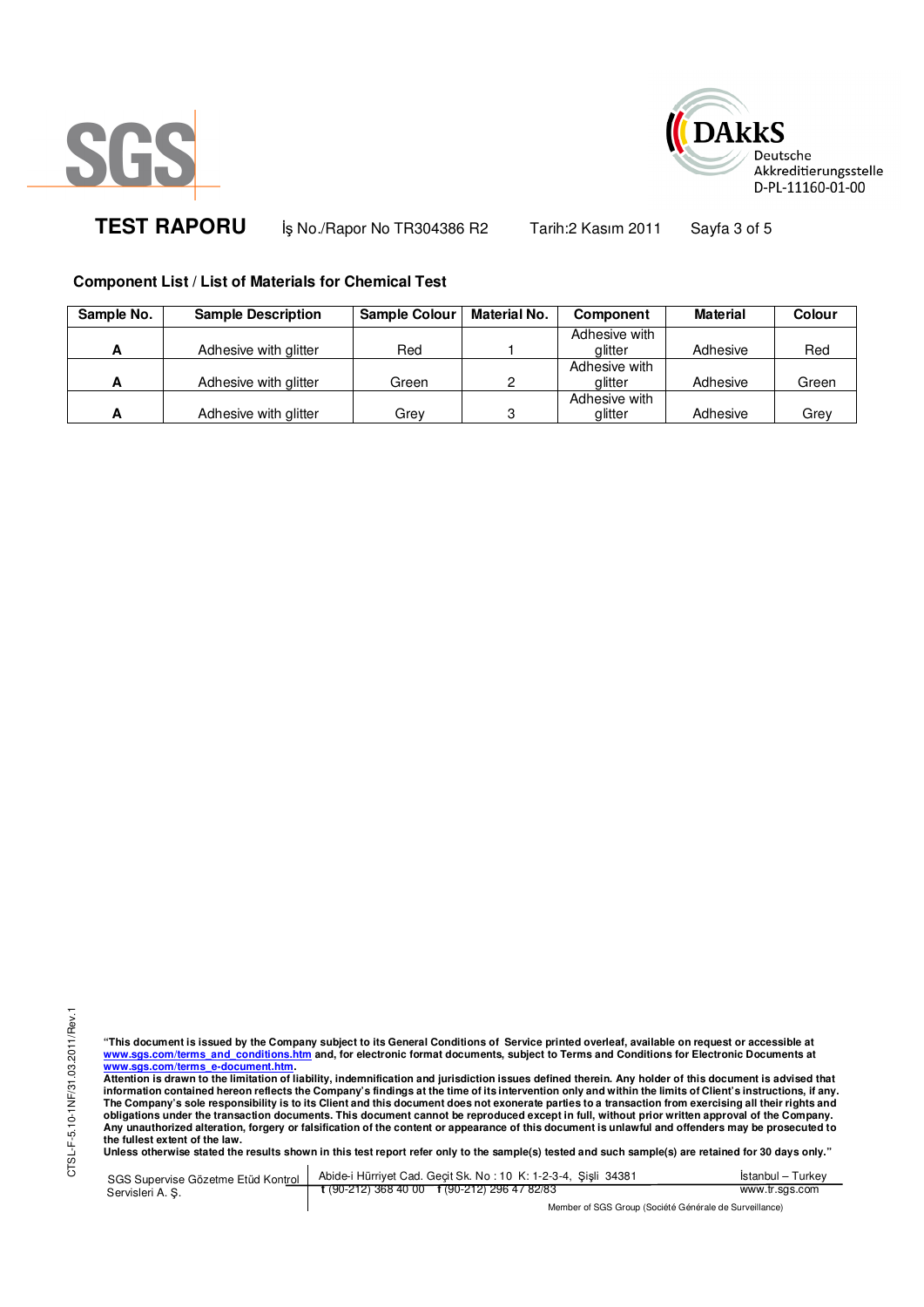**TEST RAPORU** İş No./Rapor No TR304386 R2 Tarih:2 Kasım 2011

### Component List / List of Materials for Chemical Test

| Sample No. | Sample Description | Sample Colour | Material No. | Component | Material | Colour |
|---|---|---|---|---|---|---|
| **A** | Adhesive with glitter | Red | 1 | Adhesive with glitter | Adhesive | Red |
| **A** | Adhesive with glitter | Green | 2 | Adhesive with glitter | Adhesive | Green |
| **A** | Adhesive with glitter | Grey | 3 | Adhesive with glitter | Adhesive | Grey |

**"This document is issued by the Company subject to its General Conditions of Service printed overleaf, available on request or accessible at www.sgs.com/terms_and_conditions.htm and, for electronic format documents, subject to Terms and Conditions for Electronic Documents at www.sgs.com/terms_e-document.htm.**
**Attention is drawn to the limitation of liability, indemnification and jurisdiction issues defined therein. Any holder of this document is advised that information contained hereon reflects the Company's findings at the time of its intervention only and within the limits of Client's instructions, if any. The Company's sole responsibility is to its Client and this document does not exonerate parties to a transaction from exercising all their rights and obligations under the transaction documents. This document cannot be reproduced except in full, without prior written approval of the Company. Any unauthorized alteration, forgery or falsification of the content or appearance of this document is unlawful and offenders may be prosecuted to the fullest extent of the law.**
**Unless otherwise stated the results shown in this test report refer only to the sample(s) tested and such sample(s) are retained for 30 days only."**

SGS Supervise Gözetme Etüd Kontrol Servisleri A. Ş. | Abide-i Hürriyet Cad. Geçit Sk. No : 10 K: 1-2-3-4, Şişli 34381 | İstanbul – Turkey
t (90-212) 368 40 00 f (90-212) 296 47 82/83 | www.tr.sgs.com

Member of SGS Group (Société Générale de Surveillance)

CTSL-F-5.10-1NF/31.03.2011/Rev.1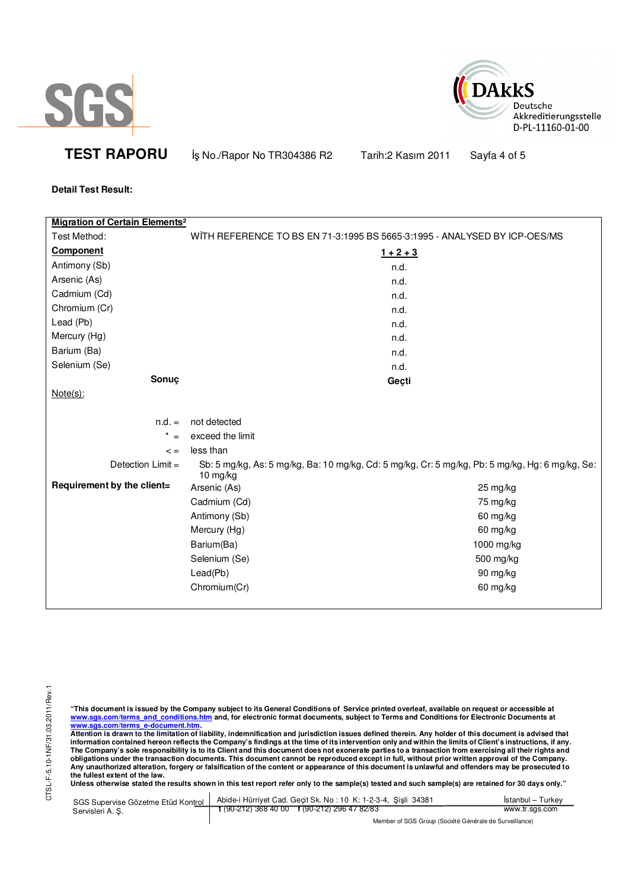SGS

DAkkS Deutsche Akkreditierungsstelle D-PL-11160-01-00

**TEST RAPORU** İş No./Rapor No TR304386 R2 Tarih:2 Kasım 2011

**Detail Test Result:**

**Migration of Certain Elements²**

Test Method: WİTH REFERENCE TO BS EN 71-3:1995 BS 5665-3:1995 - ANALYSED BY ICP-OES/MS

| Component | 1 + 2 + 3 |
|---|---|
| Antimony (Sb) | n.d. |
| Arsenic (As) | n.d. |
| Cadmium (Cd) | n.d. |
| Chromium (Cr) | n.d. |
| Lead (Pb) | n.d. |
| Mercury (Hg) | n.d. |
| Barium (Ba) | n.d. |
| Selenium (Se) | n.d. |
| **Sonuç** | **Geçti** |

Note(s):

n.d. = not detected

* = exceed the limit

< = less than

Detection Limit = Sb: 5 mg/kg, As: 5 mg/kg, Ba: 10 mg/kg, Cd: 5 mg/kg, Cr: 5 mg/kg, Pb: 5 mg/kg, Hg: 6 mg/kg, Se: 10 mg/kg

**Requirement by the client=**

| Element | Requirement |
|---|---|
| Arsenic (As) | 25 mg/kg |
| Cadmium (Cd) | 75 mg/kg |
| Antimony (Sb) | 60 mg/kg |
| Mercury (Hg) | 60 mg/kg |
| Barium(Ba) | 1000 mg/kg |
| Selenium (Se) | 500 mg/kg |
| Lead(Pb) | 90 mg/kg |
| Chromium(Cr) | 60 mg/kg |

CTSL-F-5.10-1NF/31.03.2011/Rev.1

**"This document is issued by the Company subject to its General Conditions of Service printed overleaf, available on request or accessible at www.sgs.com/terms_and_conditions.htm and, for electronic format documents, subject to Terms and Conditions for Electronic Documents at www.sgs.com/terms_e-document.htm.**
**Attention is drawn to the limitation of liability, indemnification and jurisdiction issues defined therein. Any holder of this document is advised that information contained hereon reflects the Company's findings at the time of its intervention only and within the limits of Client's instructions, if any. The Company's sole responsibility is to its Client and this document does not exonerate parties to a transaction from exercising all their rights and obligations under the transaction documents. This document cannot be reproduced except in full, without prior written approval of the Company. Any unauthorized alteration, forgery or falsification of the content or appearance of this document is unlawful and offenders may be prosecuted to the fullest extent of the law.**
**Unless otherwise stated the results shown in this test report refer only to the sample(s) tested and such sample(s) are retained for 30 days only."**

SGS Supervise Gözetme Etüd Kontrol Servisleri A. Ş. | Abide-i Hürriyet Cad. Geçit Sk. No : 10 K: 1-2-3-4, Şişli 34381 | t (90-212) 368 40 00 f (90-212) 296 47 82/83 | İstanbul – Turkey www.tr.sgs.com

Member of SGS Group (Société Générale de Surveillance)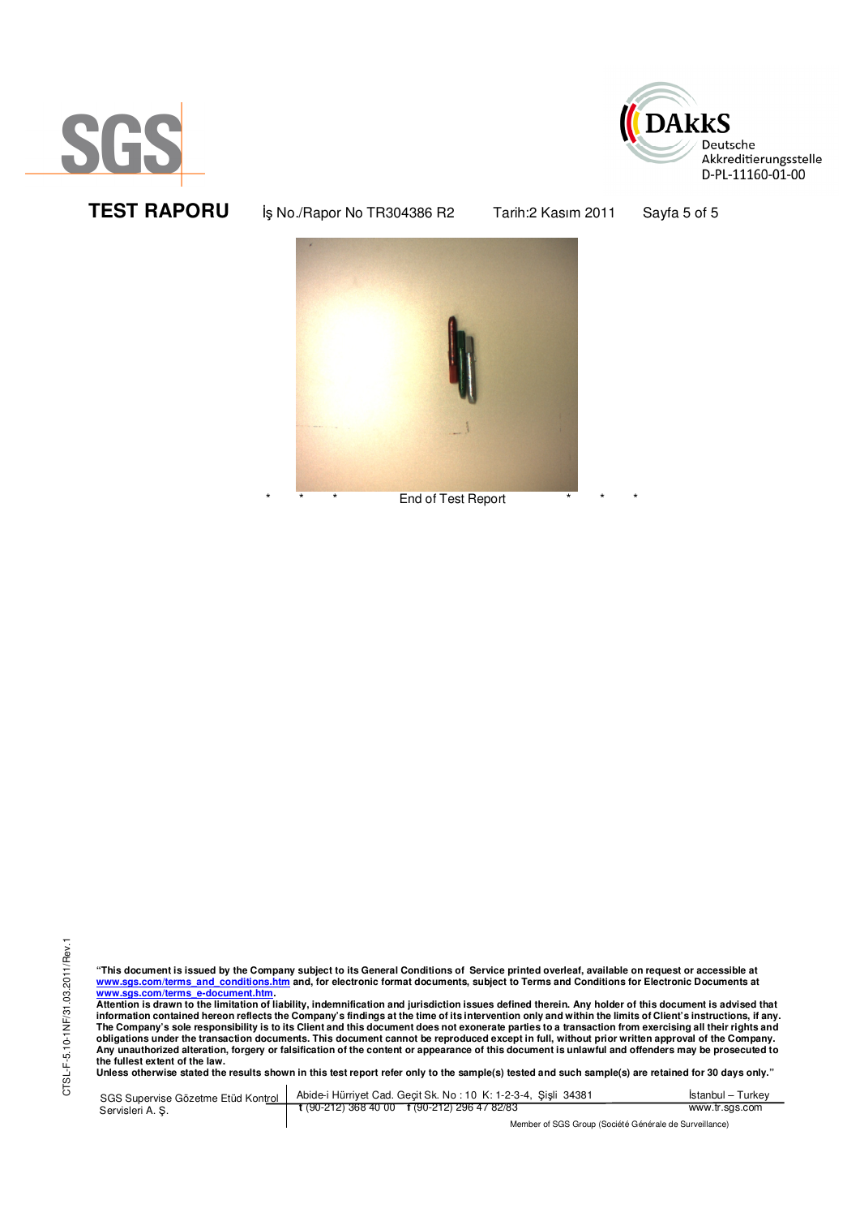*        *        *        End of Test Report        *        *        *

"This document is issued by the Company subject to its General Conditions of Service printed overleaf, available on request or accessible at www.sgs.com/terms_and_conditions.htm and, for electronic format documents, subject to Terms and Conditions for Electronic Documents at www.sgs.com/terms_e-document.htm.
Attention is drawn to the limitation of liability, indemnification and jurisdiction issues defined therein. Any holder of this document is advised that information contained hereon reflects the Company's findings at the time of its intervention only and within the limits of Client's instructions, if any. The Company's sole responsibility is to its Client and this document does not exonerate parties to a transaction from exercising all their rights and obligations under the transaction documents. This document cannot be reproduced except in full, without prior written approval of the Company. Any unauthorized alteration, forgery or falsification of the content or appearance of this document is unlawful and offenders may be prosecuted to the fullest extent of the law.
Unless otherwise stated the results shown in this test report refer only to the sample(s) tested and such sample(s) are retained for 30 days only."